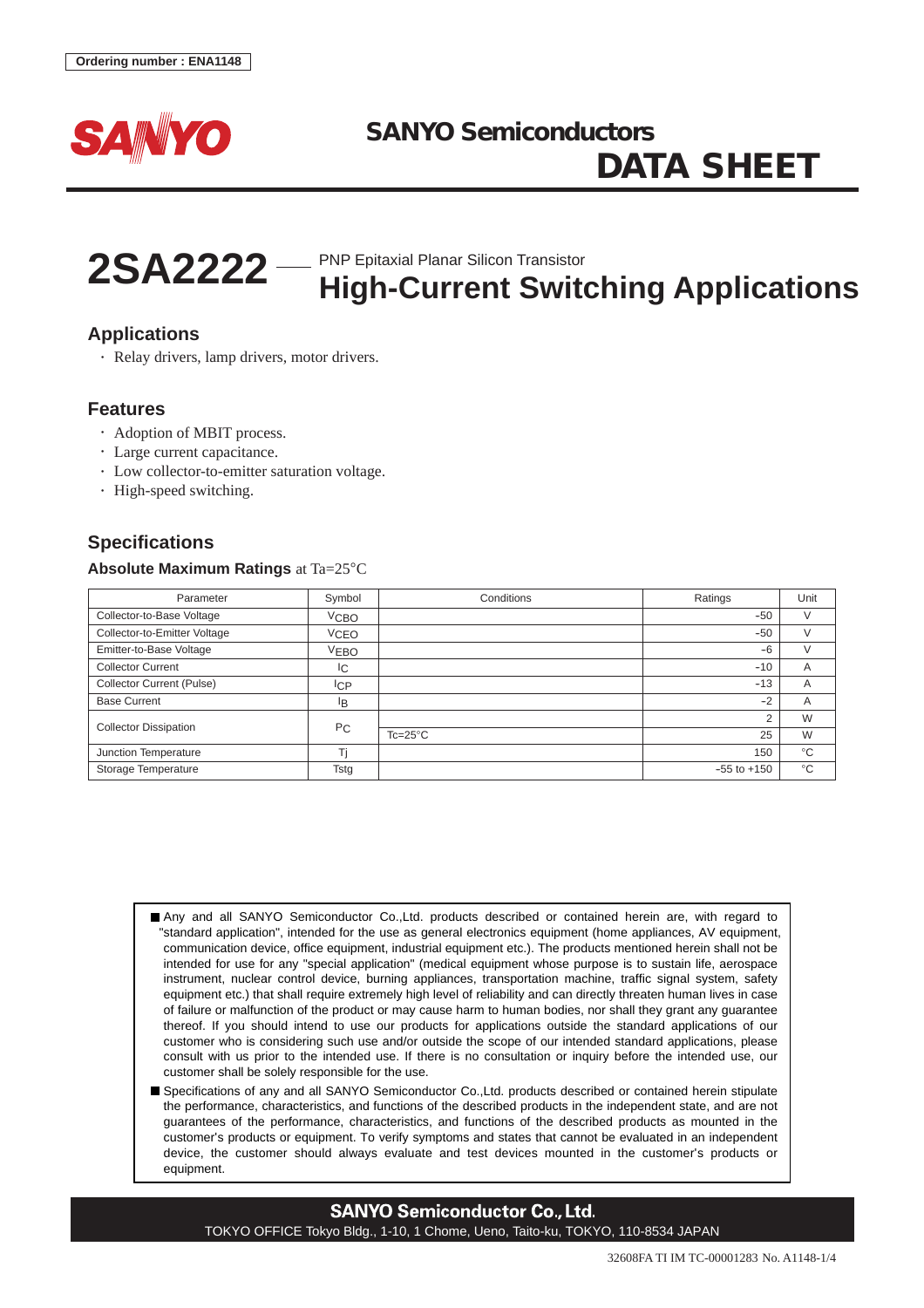Ordering number : ENA1148

SANYO

# SANYO Semiconductors DATA SHEET

# 2SA2222 — PNP Epitaxial Planar Silicon Transistor High-Current Switching Applications

## Applications

- Relay drivers, lamp drivers, motor drivers.

## Features

- Adoption of MBIT process.
- Large current capacitance.
- Low collector-to-emitter saturation voltage.
- High-speed switching.

## Specifications

### Absolute Maximum Ratings at Ta=25°C

| Parameter | Symbol | Conditions | Ratings | Unit |
|---|---|---|---|---|
| Collector-to-Base Voltage | $V_{CBO}$ | | –50 | V |
| Collector-to-Emitter Voltage | $V_{CEO}$ | | –50 | V |
| Emitter-to-Base Voltage | $V_{EBO}$ | | –6 | V |
| Collector Current | $I_C$ | | –10 | A |
| Collector Current (Pulse) | $I_{CP}$ | | –13 | A |
| Base Current | $I_B$ | | –2 | A |
| Collector Dissipation | $P_C$ | | 2 | W |
| | | Tc=25°C | 25 | W |
| Junction Temperature | Tj | | 150 | °C |
| Storage Temperature | Tstg | | –55 to +150 | °C |

- Any and all SANYO Semiconductor Co.,Ltd. products described or contained herein are, with regard to "standard application", intended for the use as general electronics equipment (home appliances, AV equipment, communication device, office equipment, industrial equipment etc.). The products mentioned herein shall not be intended for use for any "special application" (medical equipment whose purpose is to sustain life, aerospace instrument, nuclear control device, burning appliances, transportation machine, traffic signal system, safety equipment etc.) that shall require extremely high level of reliability and can directly threaten human lives in case of failure or malfunction of the product or may cause harm to human bodies, nor shall they grant any guarantee thereof. If you should intend to use our products for applications outside the standard applications of our customer who is considering such use and/or outside the scope of our intended standard applications, please consult with us prior to the intended use. If there is no consultation or inquiry before the intended use, our customer shall be solely responsible for the use.
- Specifications of any and all SANYO Semiconductor Co.,Ltd. products described or contained herein stipulate the performance, characteristics, and functions of the described products in the independent state, and are not guarantees of the performance, characteristics, and functions of the described products as mounted in the customer's products or equipment. To verify symptoms and states that cannot be evaluated in an independent device, the customer should always evaluate and test devices mounted in the customer's products or equipment.

**SANYO Semiconductor Co., Ltd.**

TOKYO OFFICE Tokyo Bldg., 1-10, 1 Chome, Ueno, Taito-ku, TOKYO, 110-8534 JAPAN

32608FA TI IM TC-00001283 No. A1148-1/4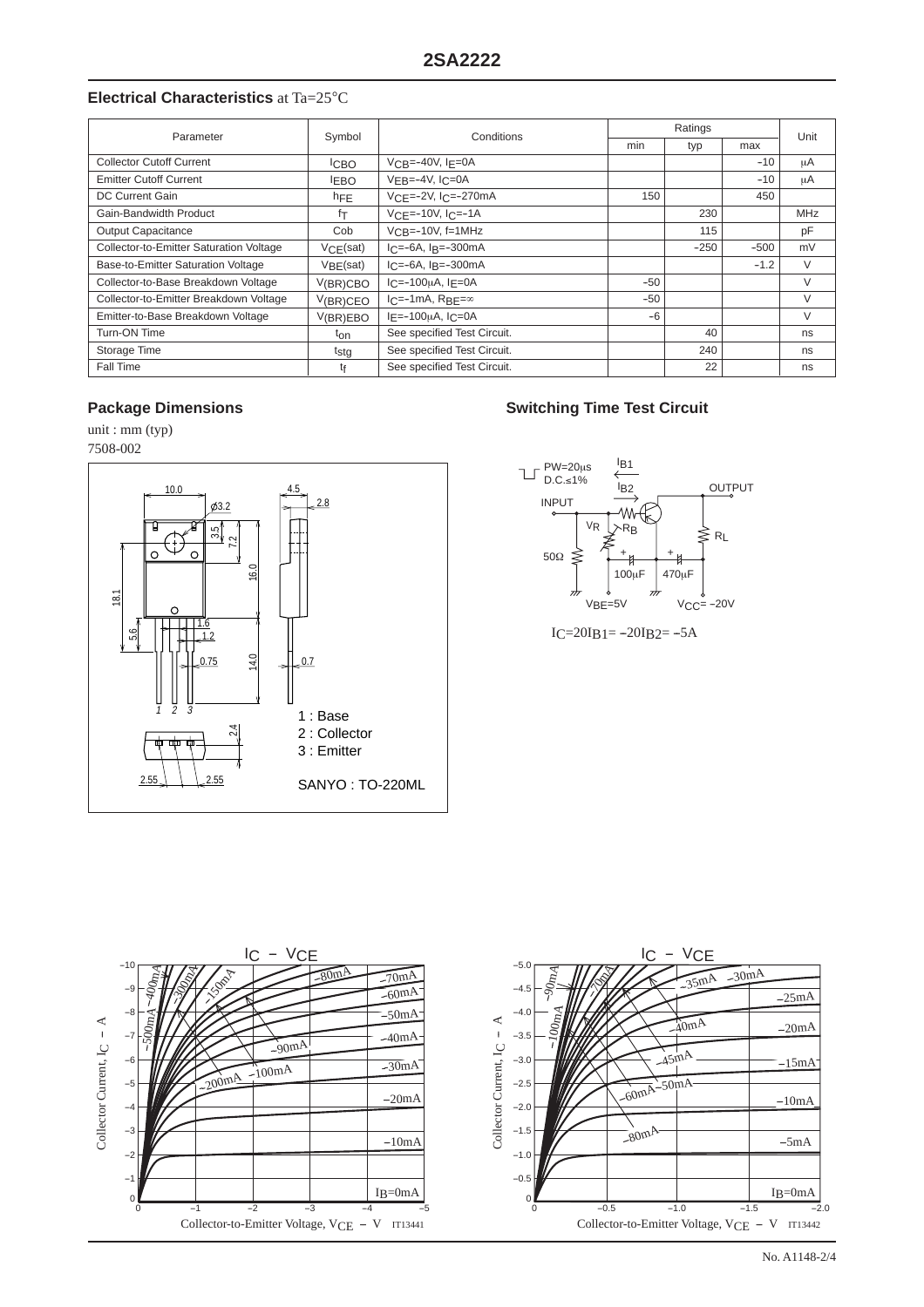## Electrical Characteristics at Ta=25°C

| Parameter | Symbol | Conditions | Ratings | | | Unit |
|---|---|---|---|---|---|---|
| | | | min | typ | max | |
| Collector Cutoff Current | $I_{CBO}$ | $V_{CB}$=–40V, $I_E$=0A | | | –10 | μA |
| Emitter Cutoff Current | $I_{EBO}$ | $V_{EB}$=–4V, $I_C$=0A | | | –10 | μA |
| DC Current Gain | $h_{FE}$ | $V_{CE}$=–2V, $I_C$=–270mA | 150 | | 450 | |
| Gain-Bandwidth Product | $f_T$ | $V_{CE}$=–10V, $I_C$=–1A | | 230 | | MHz |
| Output Capacitance | Cob | $V_{CB}$=–10V, f=1MHz | | 115 | | pF |
| Collector-to-Emitter Saturation Voltage | $V_{CE}$(sat) | $I_C$=–6A, $I_B$=–300mA | | –250 | –500 | mV |
| Base-to-Emitter Saturation Voltage | $V_{BE}$(sat) | $I_C$=–6A, $I_B$=–300mA | | | –1.2 | V |
| Collector-to-Base Breakdown Voltage | $V_{(BR)CBO}$ | $I_C$=–100μA, $I_E$=0A | –50 | | | V |
| Collector-to-Emitter Breakdown Voltage | $V_{(BR)CEO}$ | $I_C$=–1mA, $R_{BE}$=∞ | –50 | | | V |
| Emitter-to-Base Breakdown Voltage | $V_{(BR)EBO}$ | $I_E$=–100μA, $I_C$=0A | –6 | | | V |
| Turn-ON Time | $t_{on}$ | See specified Test Circuit. | | 40 | | ns |
| Storage Time | $t_{stg}$ | See specified Test Circuit. | | 240 | | ns |
| Fall Time | $t_f$ | See specified Test Circuit. | | 22 | | ns |

## Package Dimensions

unit : mm (typ)

7508-002

1 : Base
2 : Collector
3 : Emitter

SANYO : TO-220ML

## Switching Time Test Circuit

$I_C$=20$I_{B1}$= –20$I_{B2}$= –5A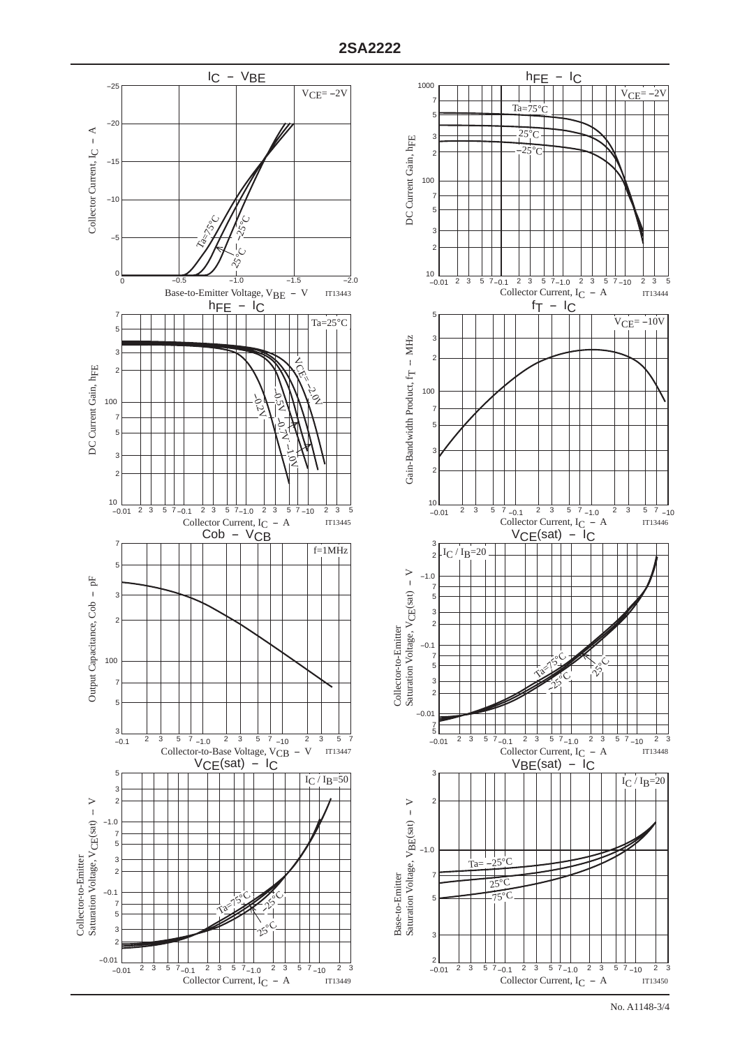## $I_C$ – $V_{BE}$

$V_{CE}$= –2V

Collector Current, $I_C$ – A

Base-to-Emitter Voltage, $V_{BE}$ – V

Ta=75°C, 25°C, –25°C

IT13443

## $h_{FE}$ – $I_C$

$V_{CE}$= –2V

DC Current Gain, $h_{FE}$

Collector Current, $I_C$ – A

Ta=75°C, 25°C, –25°C

IT13444

## $h_{FE}$ – $I_C$

Ta=25°C

DC Current Gain, $h_{FE}$

Collector Current, $I_C$ – A

$V_{CE}$= –2.0V, –1.0V, –0.7V, –0.5V, –0.2V

IT13445

## $f_T$ – $I_C$

$V_{CE}$= –10V

Gain-Bandwidth Product, $f_T$ – MHz

Collector Current, $I_C$ – A

IT13446

## Cob – $V_{CB}$

f=1MHz

Output Capacitance, Cob – pF

Collector-to-Base Voltage, $V_{CB}$ – V

IT13447

## $V_{CE}$(sat) – $I_C$

$I_C$ / $I_B$=20

Collector-to-Emitter Saturation Voltage, $V_{CE}$(sat) – V

Collector Current, $I_C$ – A

Ta=75°C, 25°C, –25°C

IT13448

## $V_{CE}$(sat) – $I_C$

$I_C$ / $I_B$=50

Collector-to-Emitter Saturation Voltage, $V_{CE}$(sat) – V

Collector Current, $I_C$ – A

Ta=75°C, 25°C, –25°C

IT13449

## $V_{BE}$(sat) – $I_C$

$I_C$ / $I_B$=20

Base-to-Emitter Saturation Voltage, $V_{BE}$(sat) – V

Collector Current, $I_C$ – A

Ta= –25°C, 25°C, 75°C

IT13450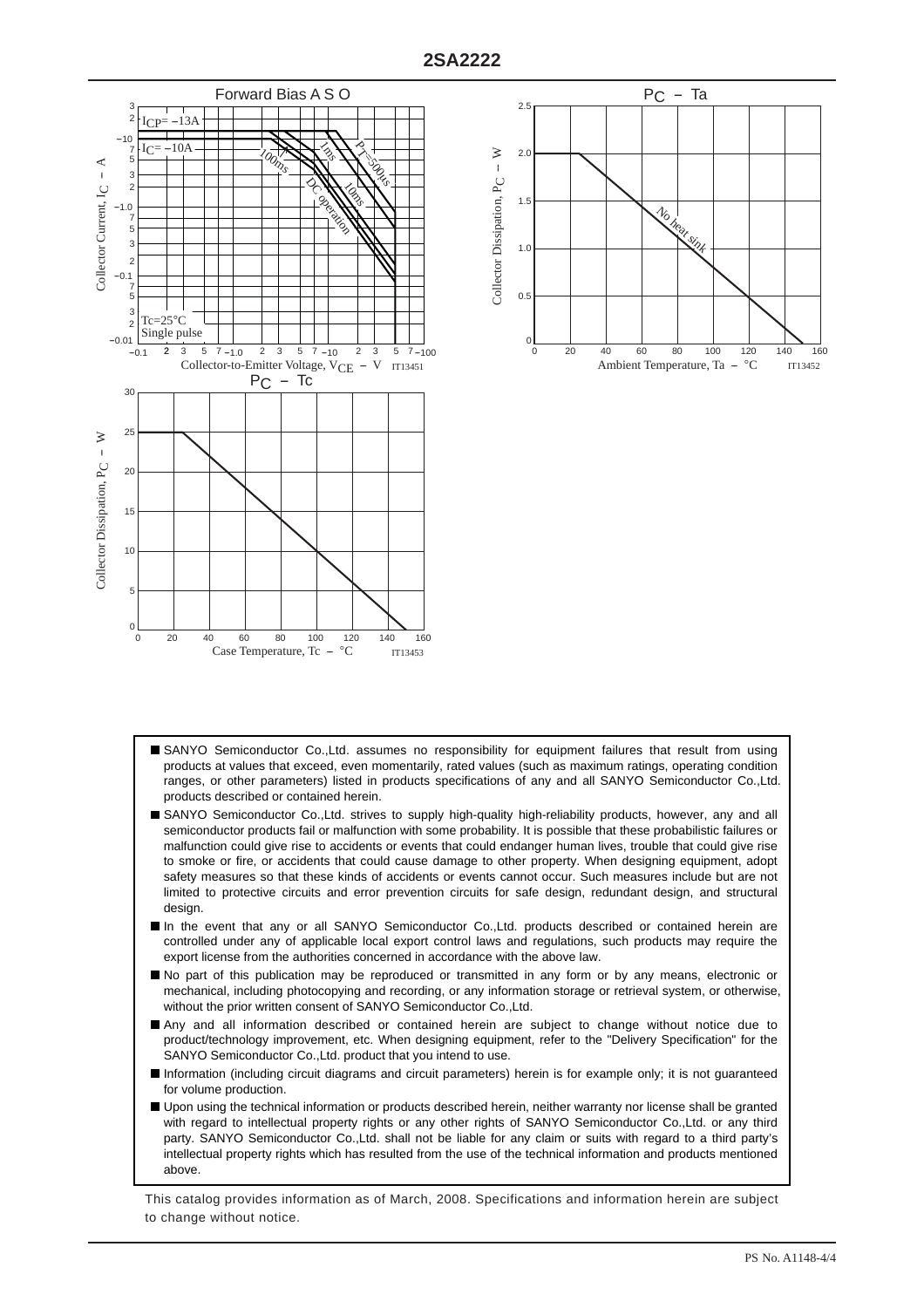Forward Bias A S O

$I_{CP}$= –13A

$I_C$= –10A

100ms

1ms

$P_T$=500μs

DC operation

10ms

Tc=25°C
Single pulse

Collector Current, $I_C$ – A

Collector-to-Emitter Voltage, $V_{CE}$ – V

IT13451

$P_C$ – Ta

No heat sink

Collector Dissipation, $P_C$ – W

Ambient Temperature, Ta – °C

IT13452

$P_C$ – Tc

Collector Dissipation, $P_C$ – W

Case Temperature, Tc – °C

IT13453

- SANYO Semiconductor Co.,Ltd. assumes no responsibility for equipment failures that result from using products at values that exceed, even momentarily, rated values (such as maximum ratings, operating condition ranges, or other parameters) listed in products specifications of any and all SANYO Semiconductor Co.,Ltd. products described or contained herein.
- SANYO Semiconductor Co.,Ltd. strives to supply high-quality high-reliability products, however, any and all semiconductor products fail or malfunction with some probability. It is possible that these probabilistic failures or malfunction could give rise to accidents or events that could endanger human lives, trouble that could give rise to smoke or fire, or accidents that could cause damage to other property. When designing equipment, adopt safety measures so that these kinds of accidents or events cannot occur. Such measures include but are not limited to protective circuits and error prevention circuits for safe design, redundant design, and structural design.
- In the event that any or all SANYO Semiconductor Co.,Ltd. products described or contained herein are controlled under any of applicable local export control laws and regulations, such products may require the export license from the authorities concerned in accordance with the above law.
- No part of this publication may be reproduced or transmitted in any form or by any means, electronic or mechanical, including photocopying and recording, or any information storage or retrieval system, or otherwise, without the prior written consent of SANYO Semiconductor Co.,Ltd.
- Any and all information described or contained herein are subject to change without notice due to product/technology improvement, etc. When designing equipment, refer to the "Delivery Specification" for the SANYO Semiconductor Co.,Ltd. product that you intend to use.
- Information (including circuit diagrams and circuit parameters) herein is for example only; it is not guaranteed for volume production.
- Upon using the technical information or products described herein, neither warranty nor license shall be granted with regard to intellectual property rights or any other rights of SANYO Semiconductor Co.,Ltd. or any third party. SANYO Semiconductor Co.,Ltd. shall not be liable for any claim or suits with regard to a third party's intellectual property rights which has resulted from the use of the technical information and products mentioned above.

This catalog provides information as of March, 2008. Specifications and information herein are subject to change without notice.